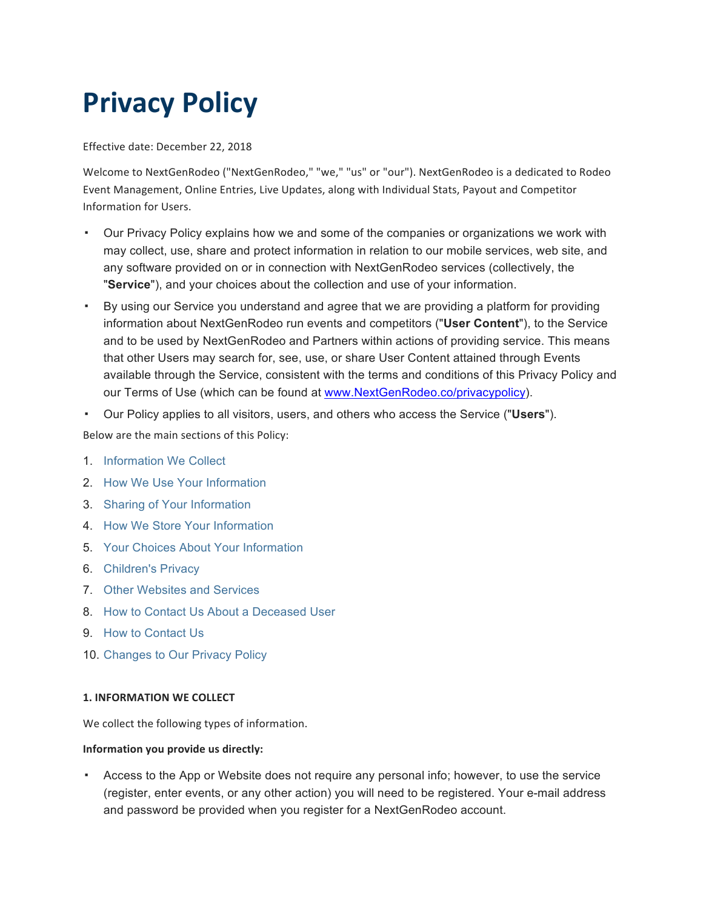# Privacy Policy

Effective date: December 22, 2018

Welcome to NextGenRodeo ("NextGenRodeo," "we," "us" or "our"). NextGenRodeo is a dedicated to Rodeo Event Management, Online Entries, Live Updates, along with Individual Stats, Payout and Competitor Information for Users.

- Our Privacy Policy explains how we and some of the companies or organizations we work with may collect, use, share and protect information in relation to our mobile services, web site, and any software provided on or in connection with NextGenRodeo services (collectively, the "**Service**"), and your choices about the collection and use of your information.
- By using our Service you understand and agree that we are providing a platform for providing information about NextGenRodeo run events and competitors ("**User Content**"), to the Service and to be used by NextGenRodeo and Partners within actions of providing service. This means that other Users may search for, see, use, or share User Content attained through Events available through the Service, consistent with the terms and conditions of this Privacy Policy and our Terms of Use (which can be found at www.NextGenRodeo.co/privacypolicy).
- Our Policy applies to all visitors, users, and others who access the Service ("**Users**").

Below are the main sections of this Policy:

1. Information We Collect
2. How We Use Your Information
3. Sharing of Your Information
4. How We Store Your Information
5. Your Choices About Your Information
6. Children's Privacy
7. Other Websites and Services
8. How to Contact Us About a Deceased User
9. How to Contact Us
10. Changes to Our Privacy Policy

#### 1. INFORMATION WE COLLECT

We collect the following types of information.

**Information you provide us directly:**

- Access to the App or Website does not require any personal info; however, to use the service (register, enter events, or any other action) you will need to be registered. Your e-mail address and password be provided when you register for a NextGenRodeo account.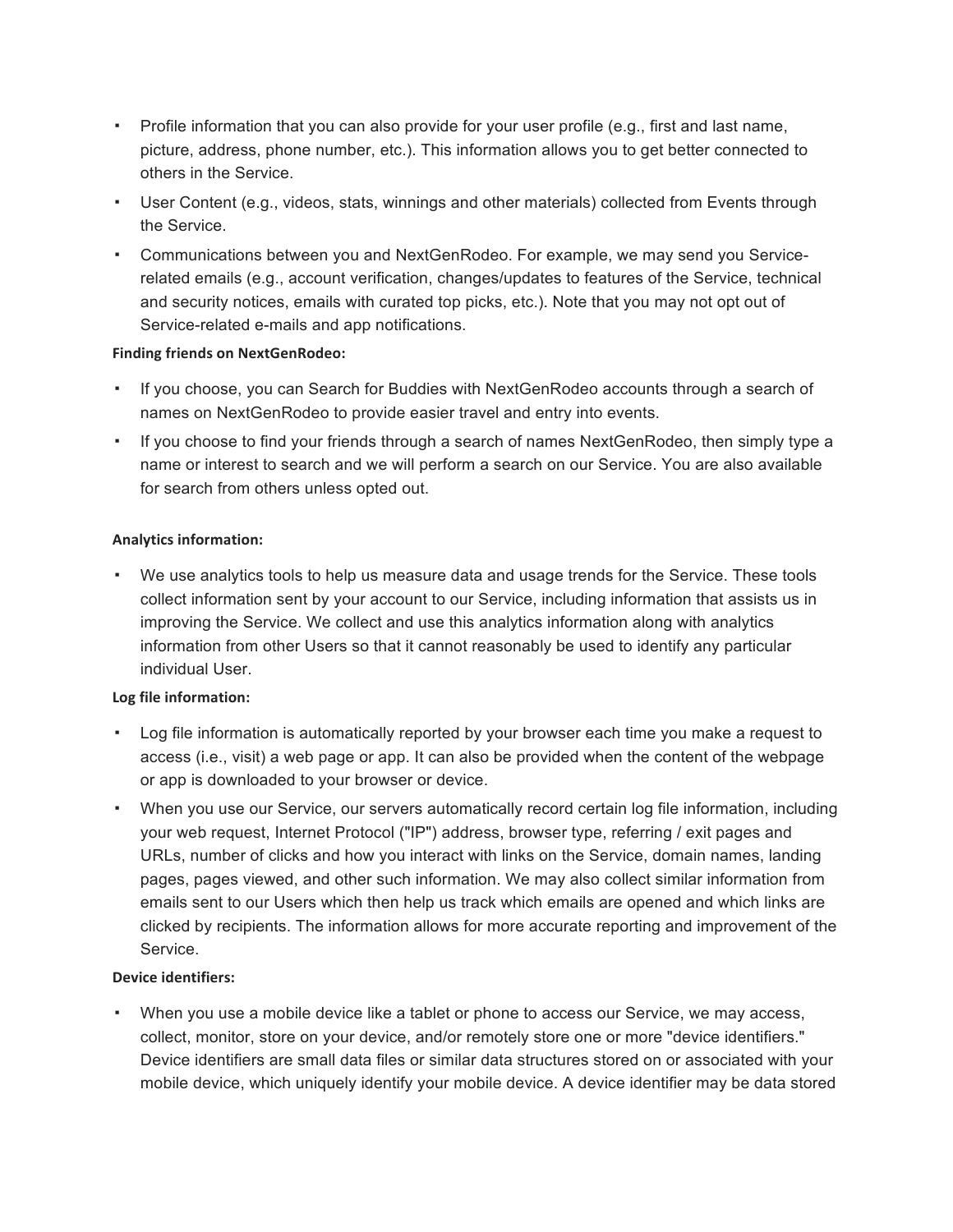- Profile information that you can also provide for your user profile (e.g., first and last name, picture, address, phone number, etc.). This information allows you to get better connected to others in the Service.
- User Content (e.g., videos, stats, winnings and other materials) collected from Events through the Service.
- Communications between you and NextGenRodeo. For example, we may send you Service-related emails (e.g., account verification, changes/updates to features of the Service, technical and security notices, emails with curated top picks, etc.). Note that you may not opt out of Service-related e-mails and app notifications.

**Finding friends on NextGenRodeo:**

- If you choose, you can Search for Buddies with NextGenRodeo accounts through a search of names on NextGenRodeo to provide easier travel and entry into events.
- If you choose to find your friends through a search of names NextGenRodeo, then simply type a name or interest to search and we will perform a search on our Service. You are also available for search from others unless opted out.

**Analytics information:**

- We use analytics tools to help us measure data and usage trends for the Service. These tools collect information sent by your account to our Service, including information that assists us in improving the Service. We collect and use this analytics information along with analytics information from other Users so that it cannot reasonably be used to identify any particular individual User.

**Log file information:**

- Log file information is automatically reported by your browser each time you make a request to access (i.e., visit) a web page or app. It can also be provided when the content of the webpage or app is downloaded to your browser or device.
- When you use our Service, our servers automatically record certain log file information, including your web request, Internet Protocol ("IP") address, browser type, referring / exit pages and URLs, number of clicks and how you interact with links on the Service, domain names, landing pages, pages viewed, and other such information. We may also collect similar information from emails sent to our Users which then help us track which emails are opened and which links are clicked by recipients. The information allows for more accurate reporting and improvement of the Service.

**Device identifiers:**

- When you use a mobile device like a tablet or phone to access our Service, we may access, collect, monitor, store on your device, and/or remotely store one or more "device identifiers." Device identifiers are small data files or similar data structures stored on or associated with your mobile device, which uniquely identify your mobile device. A device identifier may be data stored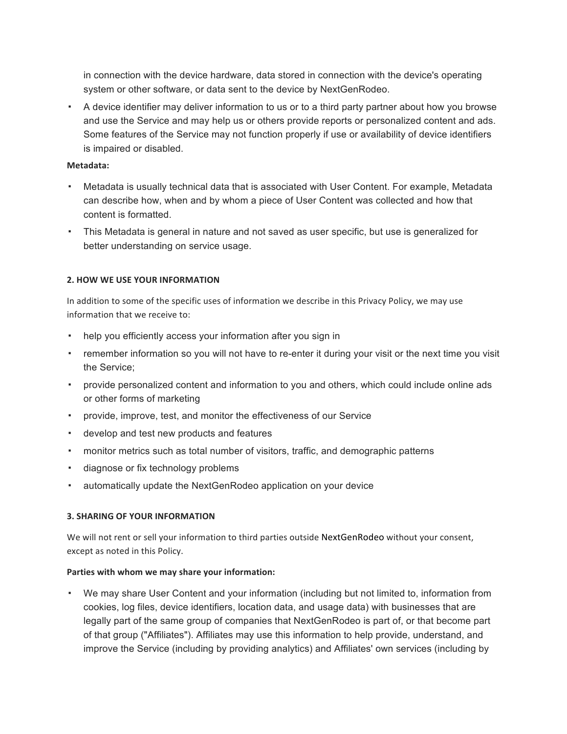in connection with the device hardware, data stored in connection with the device's operating system or other software, or data sent to the device by NextGenRodeo.

- A device identifier may deliver information to us or to a third party partner about how you browse and use the Service and may help us or others provide reports or personalized content and ads. Some features of the Service may not function properly if use or availability of device identifiers is impaired or disabled.

**Metadata:**

- Metadata is usually technical data that is associated with User Content. For example, Metadata can describe how, when and by whom a piece of User Content was collected and how that content is formatted.
- This Metadata is general in nature and not saved as user specific, but use is generalized for better understanding on service usage.

**2. HOW WE USE YOUR INFORMATION**

In addition to some of the specific uses of information we describe in this Privacy Policy, we may use information that we receive to:

- help you efficiently access your information after you sign in
- remember information so you will not have to re-enter it during your visit or the next time you visit the Service;
- provide personalized content and information to you and others, which could include online ads or other forms of marketing
- provide, improve, test, and monitor the effectiveness of our Service
- develop and test new products and features
- monitor metrics such as total number of visitors, traffic, and demographic patterns
- diagnose or fix technology problems
- automatically update the NextGenRodeo application on your device

**3. SHARING OF YOUR INFORMATION**

We will not rent or sell your information to third parties outside NextGenRodeo without your consent, except as noted in this Policy.

**Parties with whom we may share your information:**

- We may share User Content and your information (including but not limited to, information from cookies, log files, device identifiers, location data, and usage data) with businesses that are legally part of the same group of companies that NextGenRodeo is part of, or that become part of that group ("Affiliates"). Affiliates may use this information to help provide, understand, and improve the Service (including by providing analytics) and Affiliates' own services (including by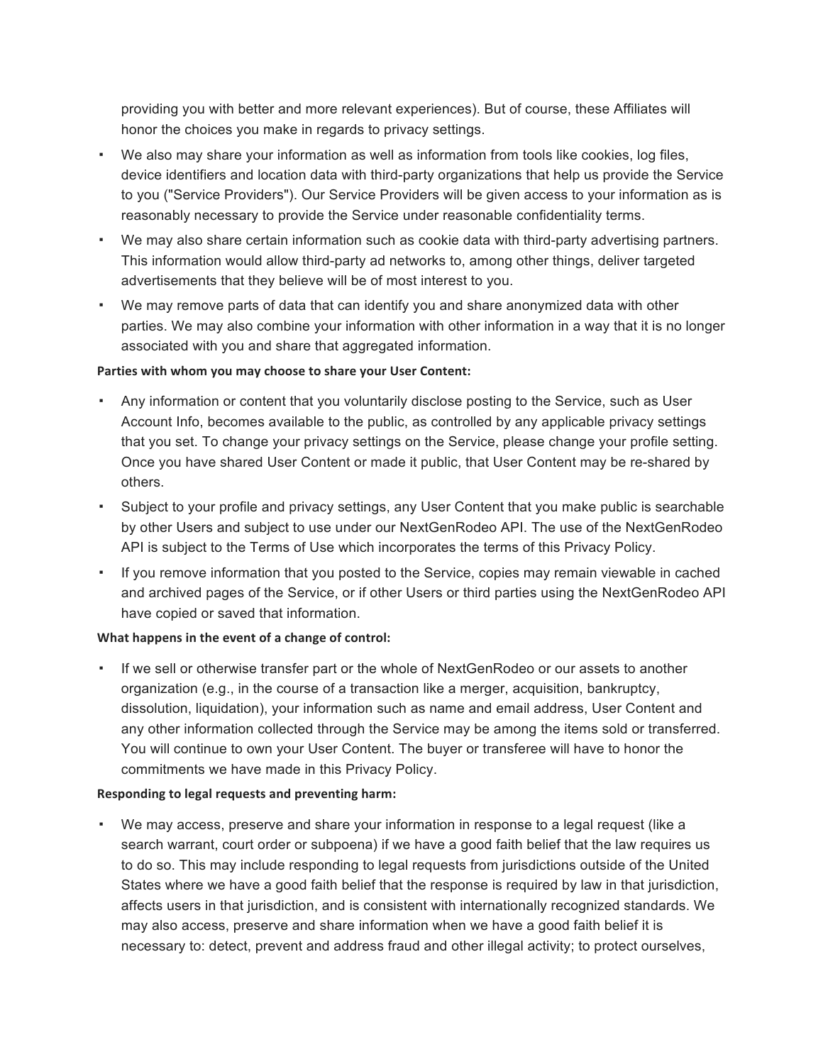providing you with better and more relevant experiences). But of course, these Affiliates will honor the choices you make in regards to privacy settings.

- We also may share your information as well as information from tools like cookies, log files, device identifiers and location data with third-party organizations that help us provide the Service to you ("Service Providers"). Our Service Providers will be given access to your information as is reasonably necessary to provide the Service under reasonable confidentiality terms.
- We may also share certain information such as cookie data with third-party advertising partners. This information would allow third-party ad networks to, among other things, deliver targeted advertisements that they believe will be of most interest to you.
- We may remove parts of data that can identify you and share anonymized data with other parties. We may also combine your information with other information in a way that it is no longer associated with you and share that aggregated information.

**Parties with whom you may choose to share your User Content:**

- Any information or content that you voluntarily disclose posting to the Service, such as User Account Info, becomes available to the public, as controlled by any applicable privacy settings that you set. To change your privacy settings on the Service, please change your profile setting. Once you have shared User Content or made it public, that User Content may be re-shared by others.
- Subject to your profile and privacy settings, any User Content that you make public is searchable by other Users and subject to use under our NextGenRodeo API. The use of the NextGenRodeo API is subject to the Terms of Use which incorporates the terms of this Privacy Policy.
- If you remove information that you posted to the Service, copies may remain viewable in cached and archived pages of the Service, or if other Users or third parties using the NextGenRodeo API have copied or saved that information.

**What happens in the event of a change of control:**

- If we sell or otherwise transfer part or the whole of NextGenRodeo or our assets to another organization (e.g., in the course of a transaction like a merger, acquisition, bankruptcy, dissolution, liquidation), your information such as name and email address, User Content and any other information collected through the Service may be among the items sold or transferred. You will continue to own your User Content. The buyer or transferee will have to honor the commitments we have made in this Privacy Policy.

**Responding to legal requests and preventing harm:**

- We may access, preserve and share your information in response to a legal request (like a search warrant, court order or subpoena) if we have a good faith belief that the law requires us to do so. This may include responding to legal requests from jurisdictions outside of the United States where we have a good faith belief that the response is required by law in that jurisdiction, affects users in that jurisdiction, and is consistent with internationally recognized standards. We may also access, preserve and share information when we have a good faith belief it is necessary to: detect, prevent and address fraud and other illegal activity; to protect ourselves,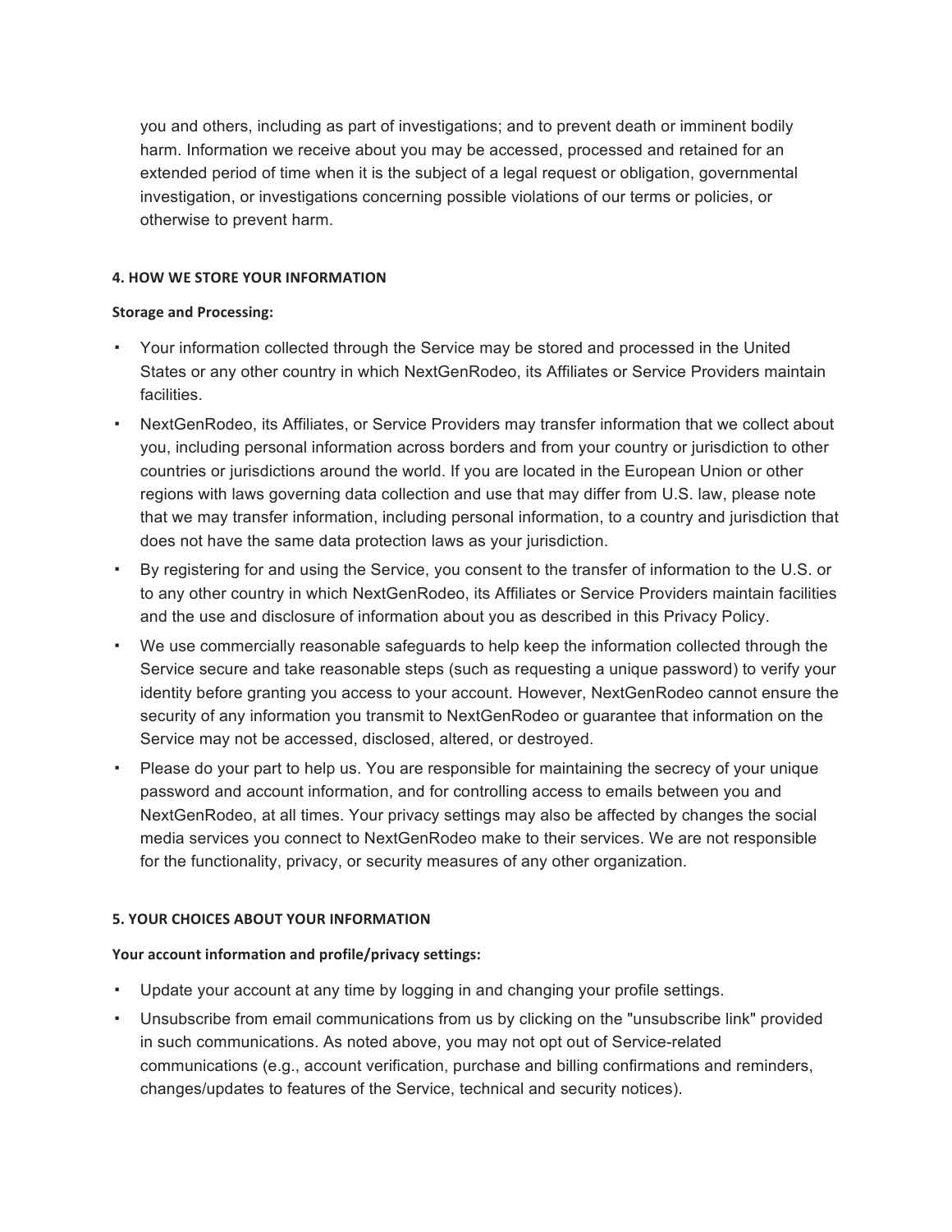you and others, including as part of investigations; and to prevent death or imminent bodily harm. Information we receive about you may be accessed, processed and retained for an extended period of time when it is the subject of a legal request or obligation, governmental investigation, or investigations concerning possible violations of our terms or policies, or otherwise to prevent harm.

#### 4. HOW WE STORE YOUR INFORMATION

**Storage and Processing:**

- Your information collected through the Service may be stored and processed in the United States or any other country in which NextGenRodeo, its Affiliates or Service Providers maintain facilities.
- NextGenRodeo, its Affiliates, or Service Providers may transfer information that we collect about you, including personal information across borders and from your country or jurisdiction to other countries or jurisdictions around the world. If you are located in the European Union or other regions with laws governing data collection and use that may differ from U.S. law, please note that we may transfer information, including personal information, to a country and jurisdiction that does not have the same data protection laws as your jurisdiction.
- By registering for and using the Service, you consent to the transfer of information to the U.S. or to any other country in which NextGenRodeo, its Affiliates or Service Providers maintain facilities and the use and disclosure of information about you as described in this Privacy Policy.
- We use commercially reasonable safeguards to help keep the information collected through the Service secure and take reasonable steps (such as requesting a unique password) to verify your identity before granting you access to your account. However, NextGenRodeo cannot ensure the security of any information you transmit to NextGenRodeo or guarantee that information on the Service may not be accessed, disclosed, altered, or destroyed.
- Please do your part to help us. You are responsible for maintaining the secrecy of your unique password and account information, and for controlling access to emails between you and NextGenRodeo, at all times. Your privacy settings may also be affected by changes the social media services you connect to NextGenRodeo make to their services. We are not responsible for the functionality, privacy, or security measures of any other organization.

#### 5. YOUR CHOICES ABOUT YOUR INFORMATION

**Your account information and profile/privacy settings:**

- Update your account at any time by logging in and changing your profile settings.
- Unsubscribe from email communications from us by clicking on the "unsubscribe link" provided in such communications. As noted above, you may not opt out of Service-related communications (e.g., account verification, purchase and billing confirmations and reminders, changes/updates to features of the Service, technical and security notices).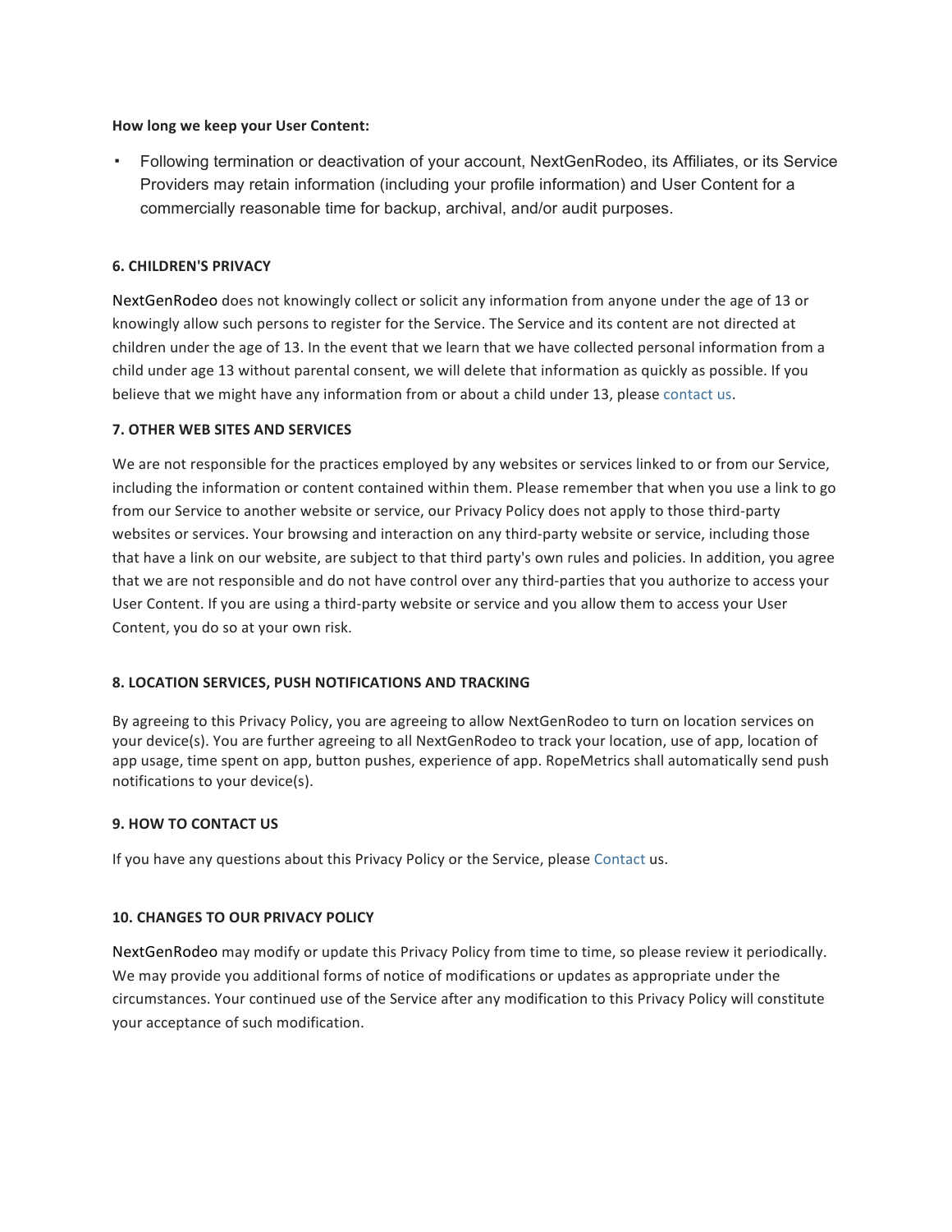**How long we keep your User Content:**

- Following termination or deactivation of your account, NextGenRodeo, its Affiliates, or its Service Providers may retain information (including your profile information) and User Content for a commercially reasonable time for backup, archival, and/or audit purposes.

**6. CHILDREN'S PRIVACY**

NextGenRodeo does not knowingly collect or solicit any information from anyone under the age of 13 or knowingly allow such persons to register for the Service. The Service and its content are not directed at children under the age of 13. In the event that we learn that we have collected personal information from a child under age 13 without parental consent, we will delete that information as quickly as possible. If you believe that we might have any information from or about a child under 13, please contact us.

**7. OTHER WEB SITES AND SERVICES**

We are not responsible for the practices employed by any websites or services linked to or from our Service, including the information or content contained within them. Please remember that when you use a link to go from our Service to another website or service, our Privacy Policy does not apply to those third-party websites or services. Your browsing and interaction on any third-party website or service, including those that have a link on our website, are subject to that third party's own rules and policies. In addition, you agree that we are not responsible and do not have control over any third-parties that you authorize to access your User Content. If you are using a third-party website or service and you allow them to access your User Content, you do so at your own risk.

**8. LOCATION SERVICES, PUSH NOTIFICATIONS AND TRACKING**

By agreeing to this Privacy Policy, you are agreeing to allow NextGenRodeo to turn on location services on your device(s). You are further agreeing to all NextGenRodeo to track your location, use of app, location of app usage, time spent on app, button pushes, experience of app. RopeMetrics shall automatically send push notifications to your device(s).

**9. HOW TO CONTACT US**

If you have any questions about this Privacy Policy or the Service, please Contact us.

**10. CHANGES TO OUR PRIVACY POLICY**

NextGenRodeo may modify or update this Privacy Policy from time to time, so please review it periodically. We may provide you additional forms of notice of modifications or updates as appropriate under the circumstances. Your continued use of the Service after any modification to this Privacy Policy will constitute your acceptance of such modification.